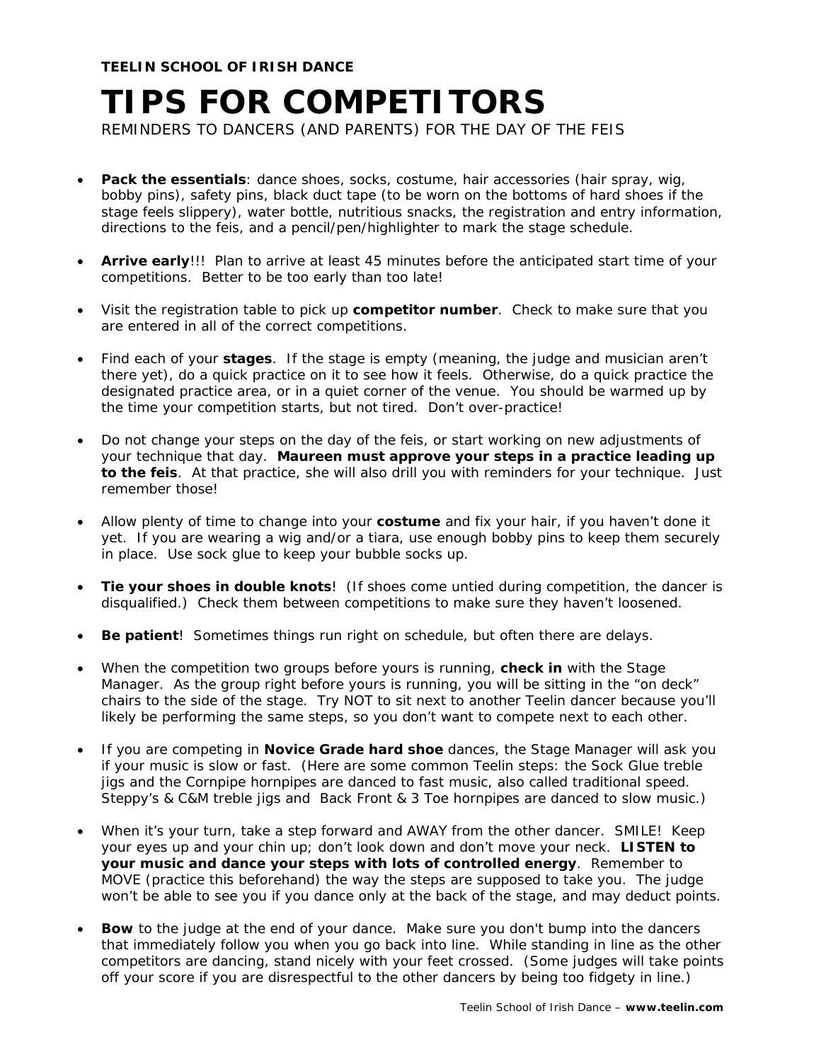**TEELIN SCHOOL OF IRISH DANCE**

# TIPS FOR COMPETITORS

REMINDERS TO DANCERS (AND PARENTS) FOR THE DAY OF THE FEIS

- **Pack the essentials**: dance shoes, socks, costume, hair accessories (hair spray, wig, bobby pins), safety pins, black duct tape (to be worn on the bottoms of hard shoes if the stage feels slippery), water bottle, nutritious snacks, the registration and entry information, directions to the feis, and a pencil/pen/highlighter to mark the stage schedule.

- **Arrive early**!!! Plan to arrive at least 45 minutes before the anticipated start time of your competitions. Better to be too early than too late!

- Visit the registration table to pick up **competitor number**. Check to make sure that you are entered in all of the correct competitions.

- Find each of your **stages**. If the stage is empty (meaning, the judge and musician aren't there yet), do a quick practice on it to see how it feels. Otherwise, do a quick practice the designated practice area, or in a quiet corner of the venue. You should be warmed up by the time your competition starts, but not tired. Don't over-practice!

- Do not change your steps on the day of the feis, or start working on new adjustments of your technique that day. **Maureen must approve your steps in a practice leading up to the feis**. At that practice, she will also drill you with reminders for your technique. Just remember those!

- Allow plenty of time to change into your **costume** and fix your hair, if you haven't done it yet. If you are wearing a wig and/or a tiara, use enough bobby pins to keep them securely in place. Use sock glue to keep your bubble socks up.

- **Tie your shoes in double knots**! (If shoes come untied during competition, the dancer is disqualified.) Check them between competitions to make sure they haven't loosened.

- **Be patient**! Sometimes things run right on schedule, but often there are delays.

- When the competition two groups before yours is running, **check in** with the Stage Manager. As the group right before yours is running, you will be sitting in the "on deck" chairs to the side of the stage. Try NOT to sit next to another Teelin dancer because you'll likely be performing the same steps, so you don't want to compete next to each other.

- If you are competing in **Novice Grade hard shoe** dances, the Stage Manager will ask you if your music is slow or fast. (Here are some common Teelin steps: the Sock Glue treble jigs and the Cornpipe hornpipes are danced to fast music, also called traditional speed. Steppy's & C&M treble jigs and Back Front & 3 Toe hornpipes are danced to slow music.)

- When it's your turn, take a step forward and AWAY from the other dancer. SMILE! Keep your eyes up and your chin up; don't look down and don't move your neck. **LISTEN to your music and dance your steps with lots of controlled energy**. Remember to MOVE (practice this beforehand) the way the steps are supposed to take you. The judge won't be able to see you if you dance only at the back of the stage, and may deduct points.

- **Bow** to the judge at the end of your dance. Make sure you don't bump into the dancers that immediately follow you when you go back into line. While standing in line as the other competitors are dancing, stand nicely with your feet crossed. (Some judges will take points off your score if you are disrespectful to the other dancers by being too fidgety in line.)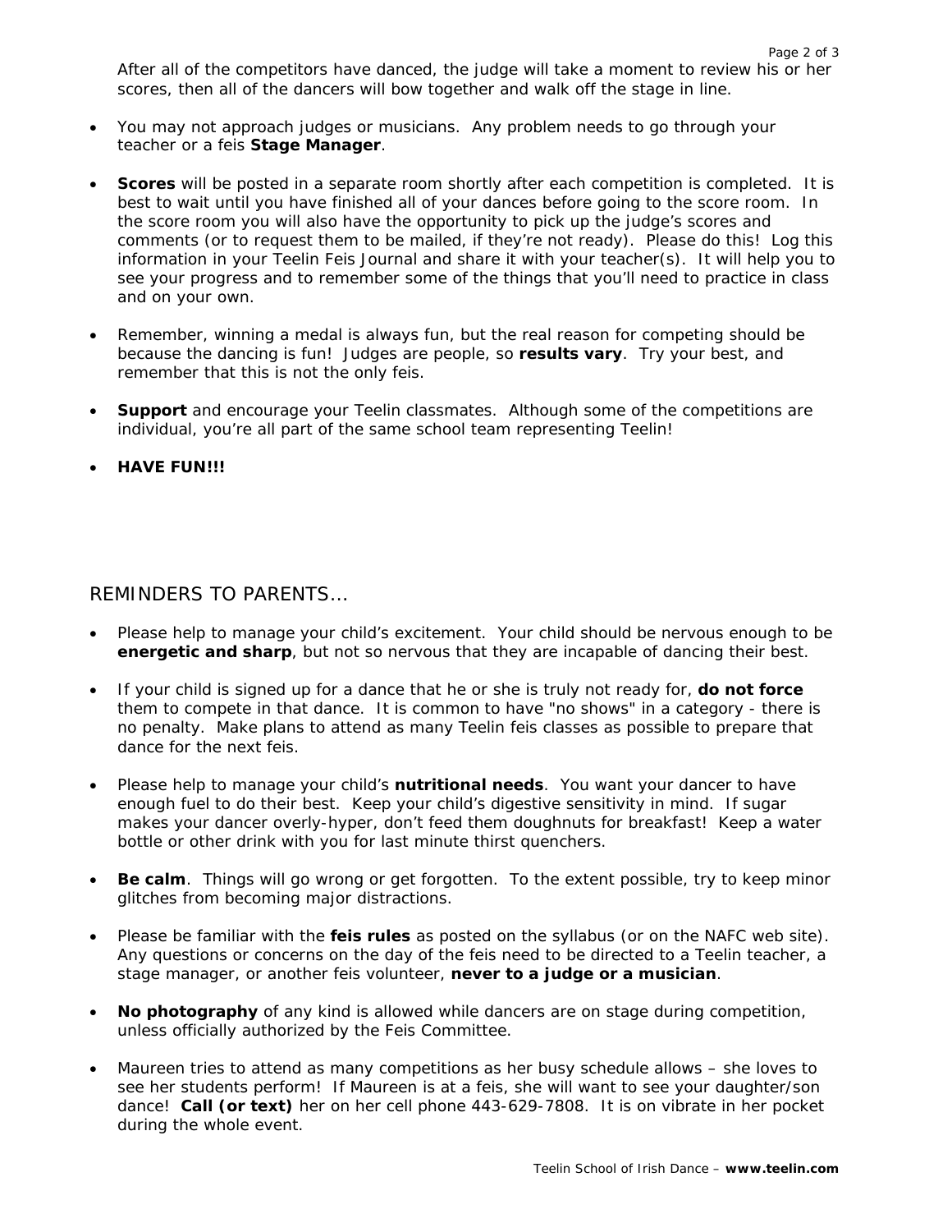After all of the competitors have danced, the judge will take a moment to review his or her scores, then all of the dancers will bow together and walk off the stage in line.

- You may not approach judges or musicians. Any problem needs to go through your teacher or a feis **Stage Manager**.

- **Scores** will be posted in a separate room shortly after each competition is completed. It is best to wait until you have finished all of your dances before going to the score room. In the score room you will also have the opportunity to pick up the judge's scores and comments (or to request them to be mailed, if they're not ready). Please do this! Log this information in your Teelin Feis Journal and share it with your teacher(s). It will help you to see your progress and to remember some of the things that you'll need to practice in class and on your own.

- Remember, winning a medal is always fun, but the real reason for competing should be because the dancing is fun! Judges are people, so **results vary**. Try your best, and remember that this is not the only feis.

- **Support** and encourage your Teelin classmates. Although some of the competitions are individual, you're all part of the same school team representing Teelin!

- **HAVE FUN!!!**

## REMINDERS TO PARENTS…

- Please help to manage your child's excitement. Your child should be nervous enough to be **energetic and sharp**, but not so nervous that they are incapable of dancing their best.

- If your child is signed up for a dance that he or she is truly not ready for, **do not force** them to compete in that dance. It is common to have "no shows" in a category - there is no penalty. Make plans to attend as many Teelin feis classes as possible to prepare that dance for the next feis.

- Please help to manage your child's **nutritional needs**. You want your dancer to have enough fuel to do their best. Keep your child's digestive sensitivity in mind. If sugar makes your dancer overly-hyper, don't feed them doughnuts for breakfast! Keep a water bottle or other drink with you for last minute thirst quenchers.

- **Be calm**. Things will go wrong or get forgotten. To the extent possible, try to keep minor glitches from becoming major distractions.

- Please be familiar with the **feis rules** as posted on the syllabus (or on the NAFC web site). Any questions or concerns on the day of the feis need to be directed to a Teelin teacher, a stage manager, or another feis volunteer, **never to a judge or a musician**.

- **No photography** of any kind is allowed while dancers are on stage during competition, unless officially authorized by the Feis Committee.

- Maureen tries to attend as many competitions as her busy schedule allows – she loves to see her students perform! If Maureen is at a feis, she will want to see your daughter/son dance! **Call (or text)** her on her cell phone 443-629-7808. It is on vibrate in her pocket during the whole event.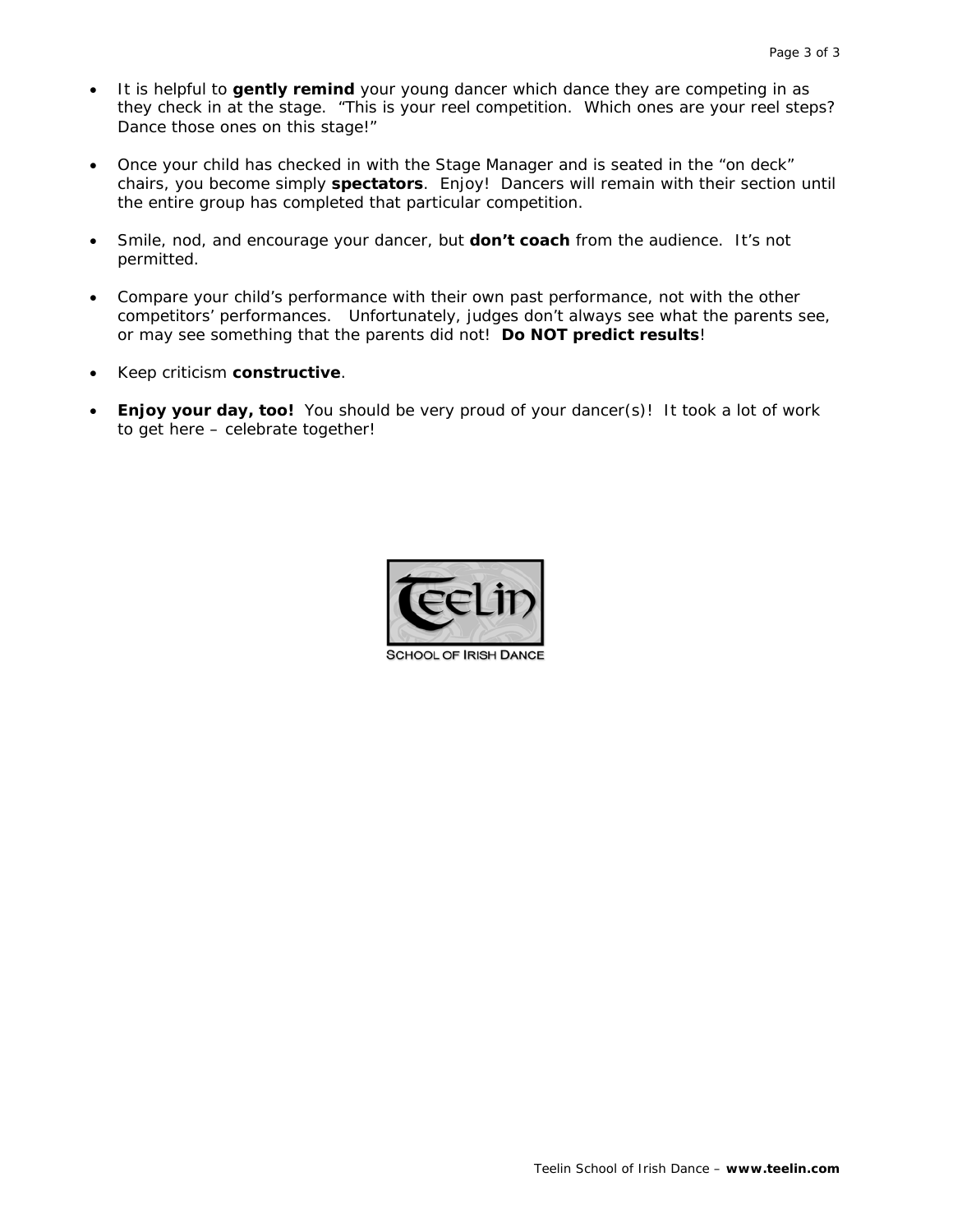- It is helpful to **gently remind** your young dancer which dance they are competing in as they check in at the stage. "This is your reel competition. Which ones are your reel steps? Dance those ones on this stage!"

- Once your child has checked in with the Stage Manager and is seated in the "on deck" chairs, you become simply **spectators**. Enjoy! Dancers will remain with their section until the entire group has completed that particular competition.

- Smile, nod, and encourage your dancer, but **don't coach** from the audience. It's not permitted.

- Compare your child's performance with their own past performance, not with the other competitors' performances. Unfortunately, judges don't always see what the parents see, or may see something that the parents did not! **Do NOT predict results**!

- Keep criticism **constructive**.

- **Enjoy your day, too!** You should be very proud of your dancer(s)! It took a lot of work to get here – celebrate together!

Teelin

School of Irish Dance

Teelin School of Irish Dance – **www.teelin.com**